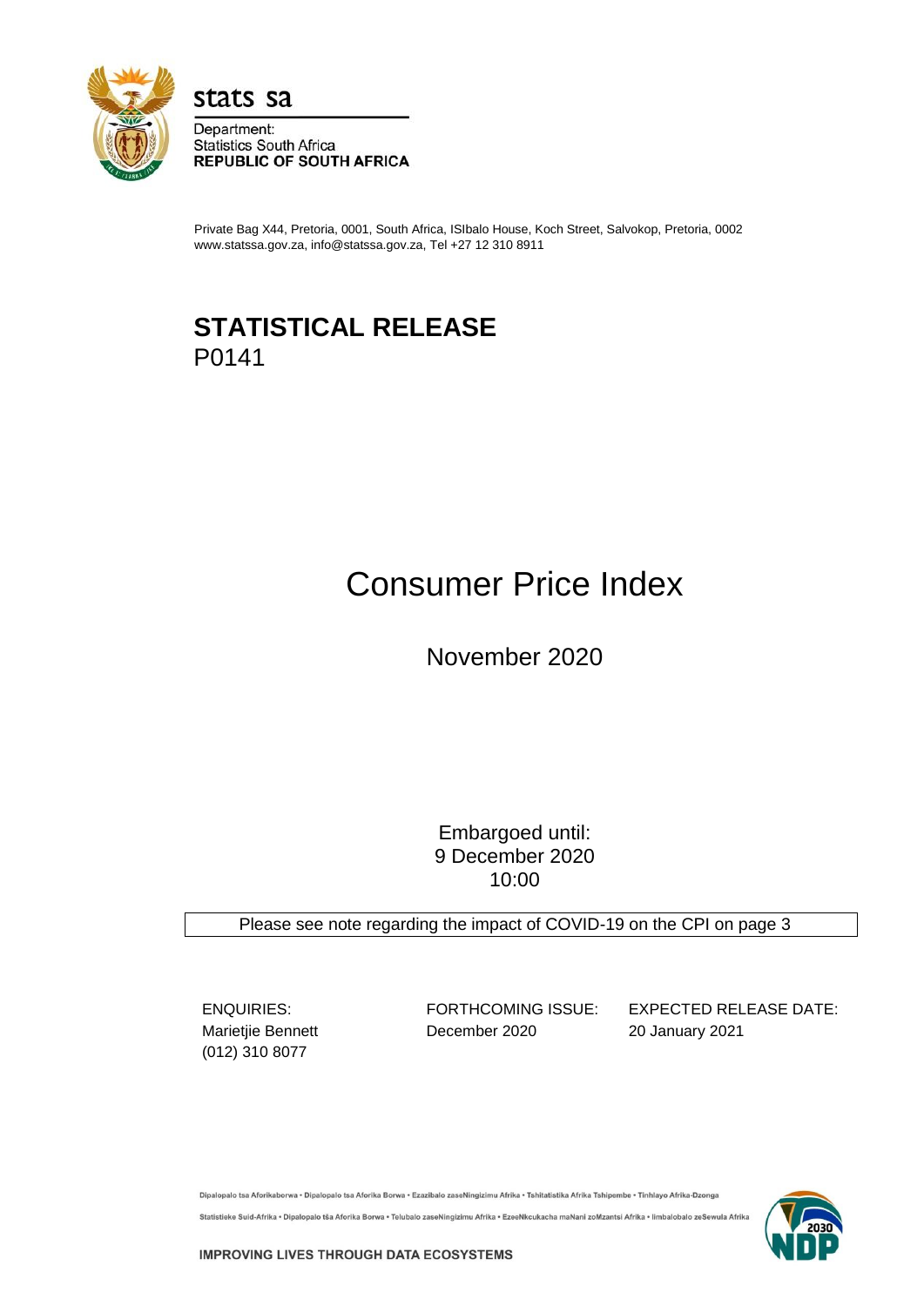stats sa

Department:
Statistics South Africa
**REPUBLIC OF SOUTH AFRICA**

Private Bag X44, Pretoria, 0001, South Africa, ISIbalo House, Koch Street, Salvokop, Pretoria, 0002
www.statssa.gov.za, info@statssa.gov.za, Tel +27 12 310 8911

# STATISTICAL RELEASE

P0141

# Consumer Price Index

## November 2020

Embargoed until:
9 December 2020
10:00

Please see note regarding the impact of COVID-19 on the CPI on page 3

ENQUIRIES:
Marietjie Bennett
(012) 310 8077

FORTHCOMING ISSUE:
December 2020

EXPECTED RELEASE DATE:
20 January 2021

Dipalopalo tsa Aforikaborwa • Dipalopalo tsa Aforika Borwa • Ezazibalo zaseNingizimu Afrika • Tshitatistika Afrika Tshipembe • Tinhlayo Afrika-Dzonga

Statistieke Suid-Afrika • Dipalopalo tša Aforika Borwa • Telubalo zaseNingizimu Afrika • EzeeNkcukacha maNani zoMzantsi Afrika • Iimbalobalo zeSewula Afrika

**IMPROVING LIVES THROUGH DATA ECOSYSTEMS**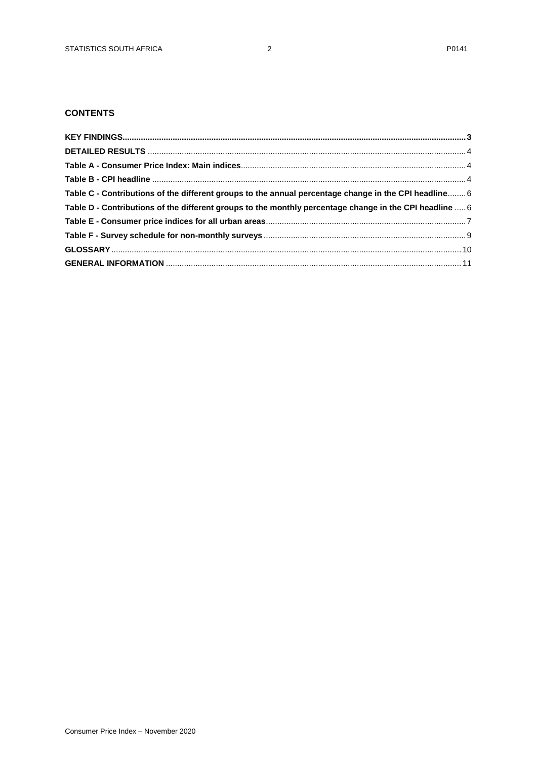## CONTENTS

**KEY FINDINGS** ..... **3**

**DETAILED RESULTS** ..... 4

**Table A - Consumer Price Index: Main indices** ..... 4

**Table B - CPI headline** ..... 4

**Table C - Contributions of the different groups to the annual percentage change in the CPI headline** ..... 6

**Table D - Contributions of the different groups to the monthly percentage change in the CPI headline** ..... 6

**Table E - Consumer price indices for all urban areas** ..... 7

**Table F - Survey schedule for non-monthly surveys** ..... 9

**GLOSSARY** ..... 10

**GENERAL INFORMATION** ..... 11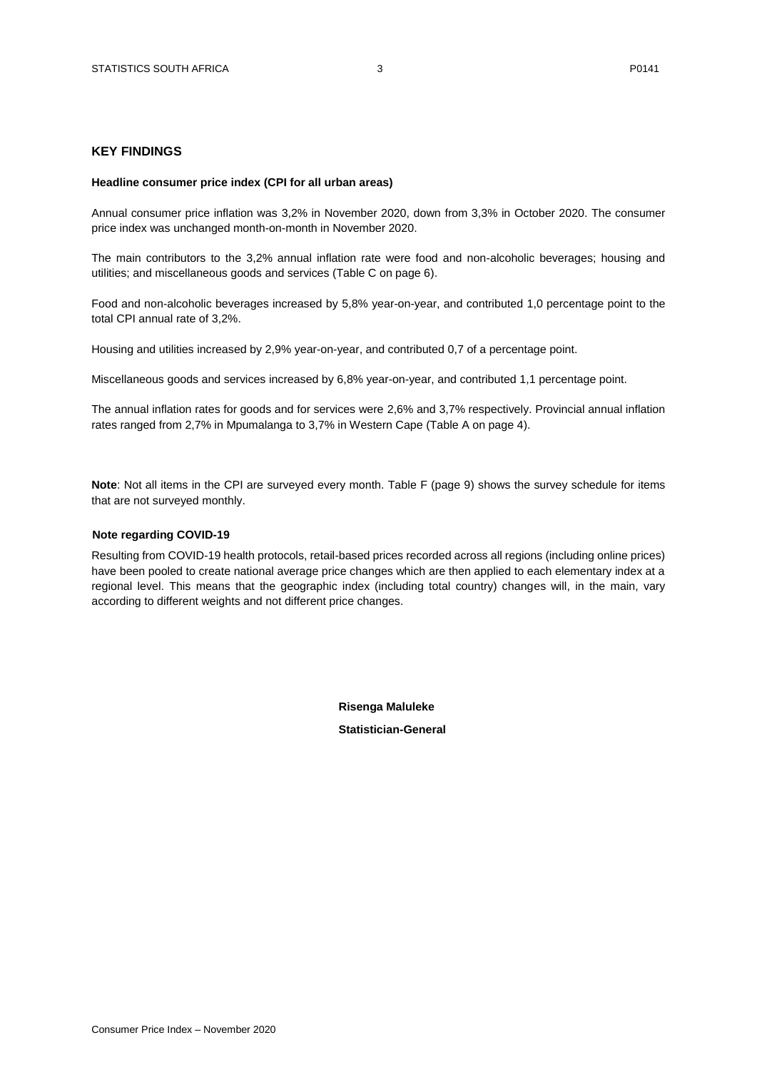## KEY FINDINGS

### Headline consumer price index (CPI for all urban areas)

Annual consumer price inflation was 3,2% in November 2020, down from 3,3% in October 2020. The consumer price index was unchanged month-on-month in November 2020.

The main contributors to the 3,2% annual inflation rate were food and non-alcoholic beverages; housing and utilities; and miscellaneous goods and services (Table C on page 6).

Food and non-alcoholic beverages increased by 5,8% year-on-year, and contributed 1,0 percentage point to the total CPI annual rate of 3,2%.

Housing and utilities increased by 2,9% year-on-year, and contributed 0,7 of a percentage point.

Miscellaneous goods and services increased by 6,8% year-on-year, and contributed 1,1 percentage point.

The annual inflation rates for goods and for services were 2,6% and 3,7% respectively. Provincial annual inflation rates ranged from 2,7% in Mpumalanga to 3,7% in Western Cape (Table A on page 4).

**Note**: Not all items in the CPI are surveyed every month. Table F (page 9) shows the survey schedule for items that are not surveyed monthly.

### Note regarding COVID-19

Resulting from COVID-19 health protocols, retail-based prices recorded across all regions (including online prices) have been pooled to create national average price changes which are then applied to each elementary index at a regional level. This means that the geographic index (including total country) changes will, in the main, vary according to different weights and not different price changes.

**Risenga Maluleke**

**Statistician-General**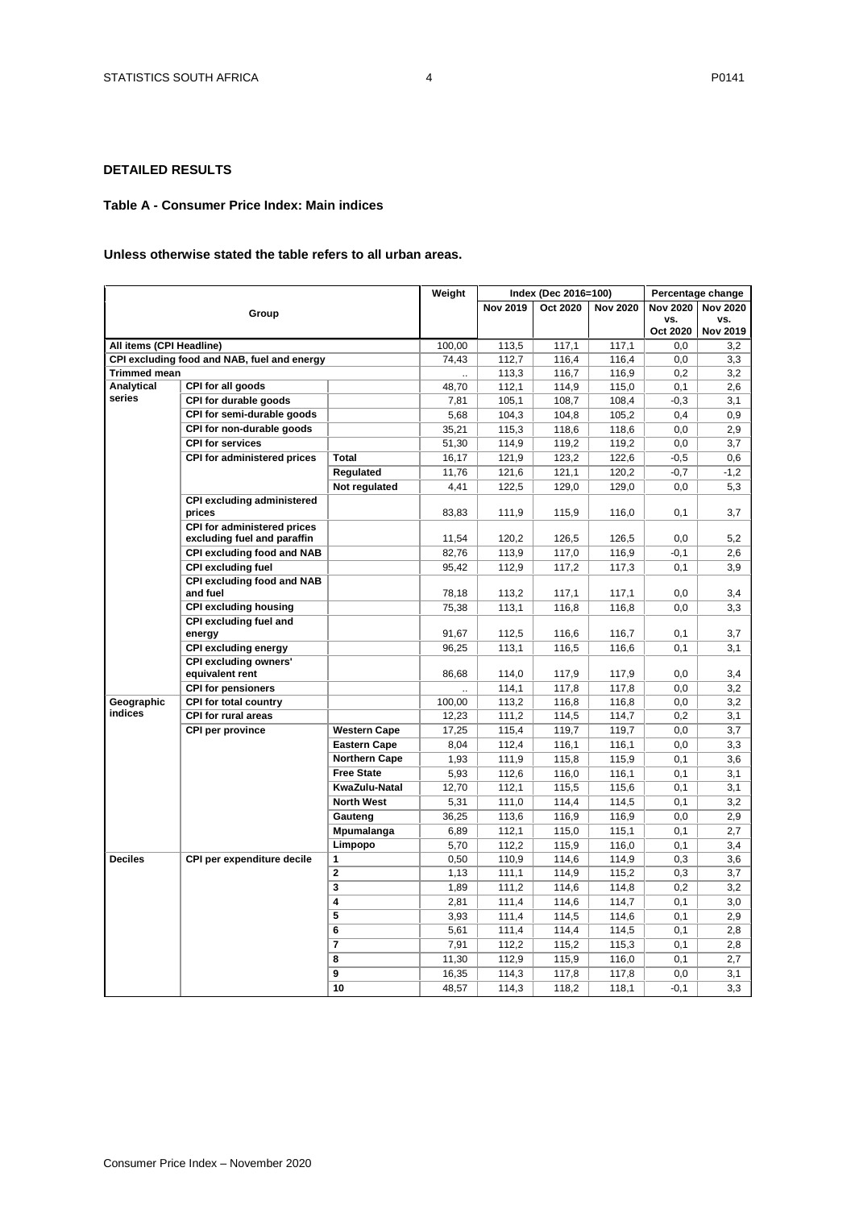## DETAILED RESULTS

### Table A - Consumer Price Index: Main indices

**Unless otherwise stated the table refers to all urban areas.**

| Group | | | Weight | Index (Dec 2016=100) | | | Percentage change | |
|---|---|---|---|---|---|---|---|---|
| | | | | Nov 2019 | Oct 2020 | Nov 2020 | Nov 2020 vs. Oct 2020 | Nov 2020 vs. Nov 2019 |
| **All items (CPI Headline)** | | | 100,00 | 113,5 | 117,1 | 117,1 | 0,0 | 3,2 |
| **CPI excluding food and NAB, fuel and energy** | | | 74,43 | 112,7 | 116,4 | 116,4 | 0,0 | 3,3 |
| **Trimmed mean** | | | .. | 113,3 | 116,7 | 116,9 | 0,2 | 3,2 |
| **Analytical series** | **CPI for all goods** | | 48,70 | 112,1 | 114,9 | 115,0 | 0,1 | 2,6 |
| | **CPI for durable goods** | | 7,81 | 105,1 | 108,7 | 108,4 | -0,3 | 3,1 |
| | **CPI for semi-durable goods** | | 5,68 | 104,3 | 104,8 | 105,2 | 0,4 | 0,9 |
| | **CPI for non-durable goods** | | 35,21 | 115,3 | 118,6 | 118,6 | 0,0 | 2,9 |
| | **CPI for services** | | 51,30 | 114,9 | 119,2 | 119,2 | 0,0 | 3,7 |
| | **CPI for administered prices** | **Total** | 16,17 | 121,9 | 123,2 | 122,6 | -0,5 | 0,6 |
| | | **Regulated** | 11,76 | 121,6 | 121,1 | 120,2 | -0,7 | -1,2 |
| | | **Not regulated** | 4,41 | 122,5 | 129,0 | 129,0 | 0,0 | 5,3 |
| | **CPI excluding administered prices** | | 83,83 | 111,9 | 115,9 | 116,0 | 0,1 | 3,7 |
| | **CPI for administered prices excluding fuel and paraffin** | | 11,54 | 120,2 | 126,5 | 126,5 | 0,0 | 5,2 |
| | **CPI excluding food and NAB** | | 82,76 | 113,9 | 117,0 | 116,9 | -0,1 | 2,6 |
| | **CPI excluding fuel** | | 95,42 | 112,9 | 117,2 | 117,3 | 0,1 | 3,9 |
| | **CPI excluding food and NAB and fuel** | | 78,18 | 113,2 | 117,1 | 117,1 | 0,0 | 3,4 |
| | **CPI excluding housing** | | 75,38 | 113,1 | 116,8 | 116,8 | 0,0 | 3,3 |
| | **CPI excluding fuel and energy** | | 91,67 | 112,5 | 116,6 | 116,7 | 0,1 | 3,7 |
| | **CPI excluding energy** | | 96,25 | 113,1 | 116,5 | 116,6 | 0,1 | 3,1 |
| | **CPI excluding owners' equivalent rent** | | 86,68 | 114,0 | 117,9 | 117,9 | 0,0 | 3,4 |
| | **CPI for pensioners** | | .. | 114,1 | 117,8 | 117,8 | 0,0 | 3,2 |
| **Geographic indices** | **CPI for total country** | | 100,00 | 113,2 | 116,8 | 116,8 | 0,0 | 3,2 |
| | **CPI for rural areas** | | 12,23 | 111,2 | 114,5 | 114,7 | 0,2 | 3,1 |
| | **CPI per province** | **Western Cape** | 17,25 | 115,4 | 119,7 | 119,7 | 0,0 | 3,7 |
| | | **Eastern Cape** | 8,04 | 112,4 | 116,1 | 116,1 | 0,0 | 3,3 |
| | | **Northern Cape** | 1,93 | 111,9 | 115,8 | 115,9 | 0,1 | 3,6 |
| | | **Free State** | 5,93 | 112,6 | 116,0 | 116,1 | 0,1 | 3,1 |
| | | **KwaZulu-Natal** | 12,70 | 112,1 | 115,5 | 115,6 | 0,1 | 3,1 |
| | | **North West** | 5,31 | 111,0 | 114,4 | 114,5 | 0,1 | 3,2 |
| | | **Gauteng** | 36,25 | 113,6 | 116,9 | 116,9 | 0,0 | 2,9 |
| | | **Mpumalanga** | 6,89 | 112,1 | 115,0 | 115,1 | 0,1 | 2,7 |
| | | **Limpopo** | 5,70 | 112,2 | 115,9 | 116,0 | 0,1 | 3,4 |
| **Deciles** | **CPI per expenditure decile** | **1** | 0,50 | 110,9 | 114,6 | 114,9 | 0,3 | 3,6 |
| | | **2** | 1,13 | 111,1 | 114,9 | 115,2 | 0,3 | 3,7 |
| | | **3** | 1,89 | 111,2 | 114,6 | 114,8 | 0,2 | 3,2 |
| | | **4** | 2,81 | 111,4 | 114,6 | 114,7 | 0,1 | 3,0 |
| | | **5** | 3,93 | 111,4 | 114,5 | 114,6 | 0,1 | 2,9 |
| | | **6** | 5,61 | 111,4 | 114,4 | 114,5 | 0,1 | 2,8 |
| | | **7** | 7,91 | 112,2 | 115,2 | 115,3 | 0,1 | 2,8 |
| | | **8** | 11,30 | 112,9 | 115,9 | 116,0 | 0,1 | 2,7 |
| | | **9** | 16,35 | 114,3 | 117,8 | 117,8 | 0,0 | 3,1 |
| | | **10** | 48,57 | 114,3 | 118,2 | 118,1 | -0,1 | 3,3 |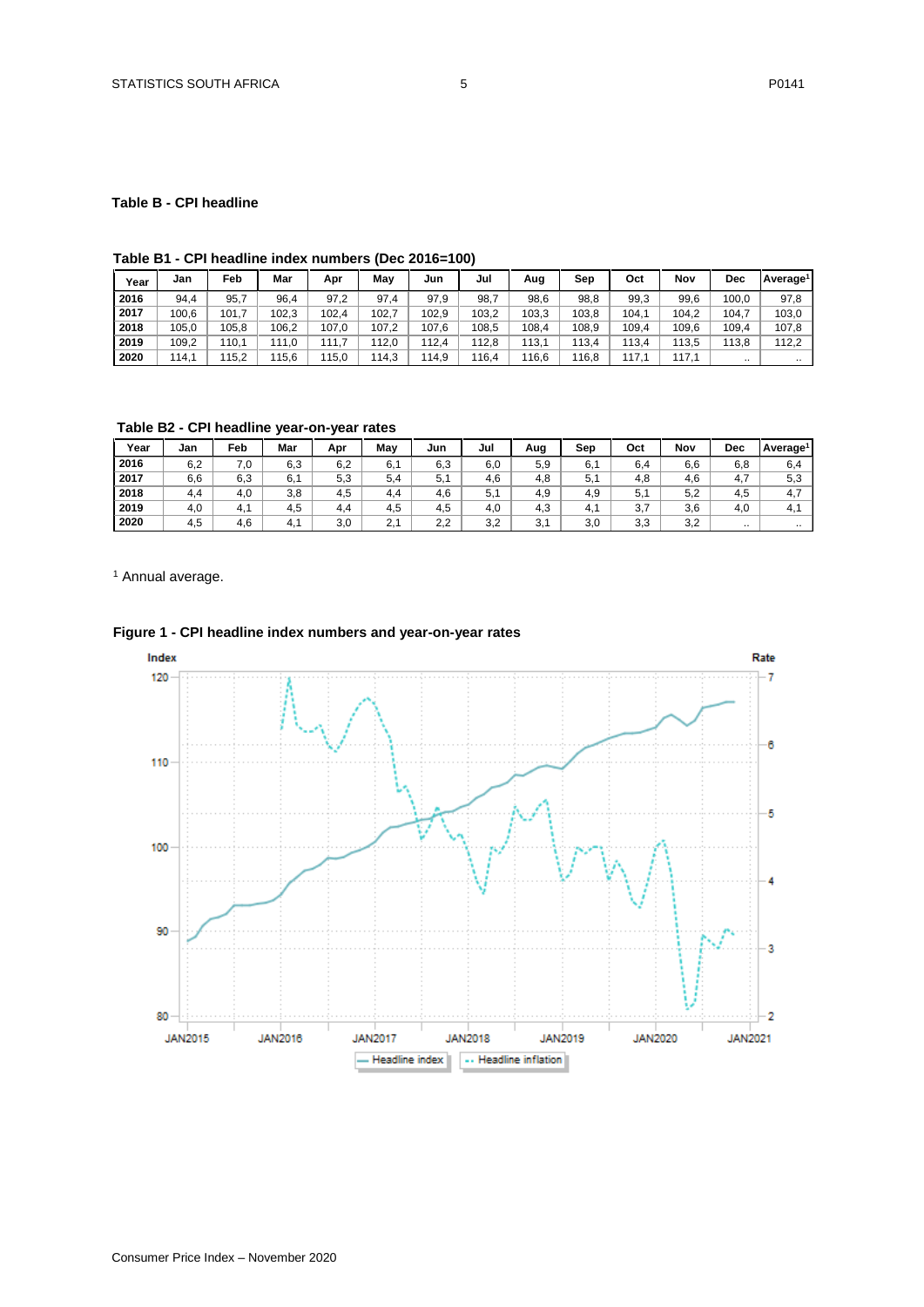## Table B - CPI headline

**Table B1 - CPI headline index numbers (Dec 2016=100)**

| Year | Jan | Feb | Mar | Apr | May | Jun | Jul | Aug | Sep | Oct | Nov | Dec | Average[1] |
|---|---|---|---|---|---|---|---|---|---|---|---|---|---|
| 2016 | 94,4 | 95,7 | 96,4 | 97,2 | 97,4 | 97,9 | 98,7 | 98,6 | 98,8 | 99,3 | 99,6 | 100,0 | 97,8 |
| 2017 | 100,6 | 101,7 | 102,3 | 102,4 | 102,7 | 102,9 | 103,2 | 103,3 | 103,8 | 104,1 | 104,2 | 104,7 | 103,0 |
| 2018 | 105,0 | 105,8 | 106,2 | 107,0 | 107,2 | 107,6 | 108,5 | 108,4 | 108,9 | 109,4 | 109,6 | 109,4 | 107,8 |
| 2019 | 109,2 | 110,1 | 111,0 | 111,7 | 112,0 | 112,4 | 112,8 | 113,1 | 113,4 | 113,4 | 113,5 | 113,8 | 112,2 |
| 2020 | 114,1 | 115,2 | 115,6 | 115,0 | 114,3 | 114,9 | 116,4 | 116,6 | 116,8 | 117,1 | 117,1 | .. | .. |

**Table B2 - CPI headline year-on-year rates**

| Year | Jan | Feb | Mar | Apr | May | Jun | Jul | Aug | Sep | Oct | Nov | Dec | Average[1] |
|---|---|---|---|---|---|---|---|---|---|---|---|---|---|
| 2016 | 6,2 | 7,0 | 6,3 | 6,2 | 6,1 | 6,3 | 6,0 | 5,9 | 6,1 | 6,4 | 6,6 | 6,8 | 6,4 |
| 2017 | 6,6 | 6,3 | 6,1 | 5,3 | 5,4 | 5,1 | 4,6 | 4,8 | 5,1 | 4,8 | 4,6 | 4,7 | 5,3 |
| 2018 | 4,4 | 4,0 | 3,8 | 4,5 | 4,4 | 4,6 | 5,1 | 4,9 | 4,9 | 5,1 | 5,2 | 4,5 | 4,7 |
| 2019 | 4,0 | 4,1 | 4,5 | 4,4 | 4,5 | 4,5 | 4,0 | 4,3 | 4,1 | 3,7 | 3,6 | 4,0 | 4,1 |
| 2020 | 4,5 | 4,6 | 4,1 | 3,0 | 2,1 | 2,2 | 3,2 | 3,1 | 3,0 | 3,3 | 3,2 | .. | .. |

[1] Annual average.

**Figure 1 - CPI headline index numbers and year-on-year rates**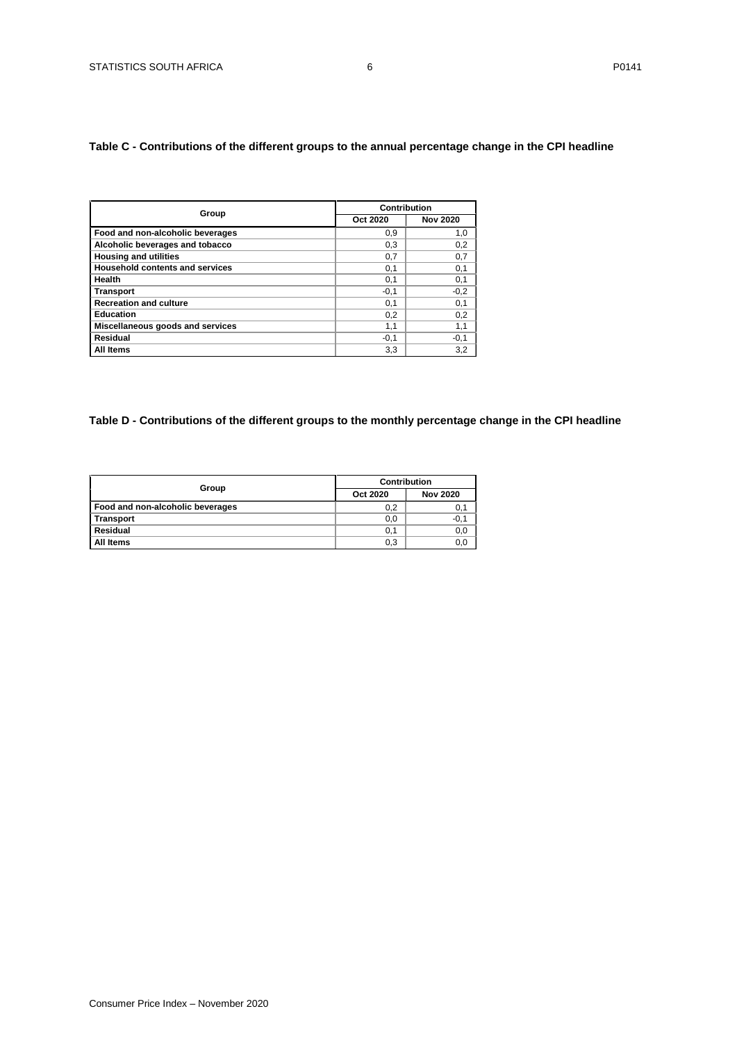**Table C - Contributions of the different groups to the annual percentage change in the CPI headline**

| Group | Contribution | |
|---|---|---|
| | Oct 2020 | Nov 2020 |
| **Food and non-alcoholic beverages** | 0,9 | 1,0 |
| **Alcoholic beverages and tobacco** | 0,3 | 0,2 |
| **Housing and utilities** | 0,7 | 0,7 |
| **Household contents and services** | 0,1 | 0,1 |
| **Health** | 0,1 | 0,1 |
| **Transport** | -0,1 | -0,2 |
| **Recreation and culture** | 0,1 | 0,1 |
| **Education** | 0,2 | 0,2 |
| **Miscellaneous goods and services** | 1,1 | 1,1 |
| **Residual** | -0,1 | -0,1 |
| **All Items** | 3,3 | 3,2 |

**Table D - Contributions of the different groups to the monthly percentage change in the CPI headline**

| Group | Contribution | |
|---|---|---|
| | Oct 2020 | Nov 2020 |
| **Food and non-alcoholic beverages** | 0,2 | 0,1 |
| **Transport** | 0,0 | -0,1 |
| **Residual** | 0,1 | 0,0 |
| **All Items** | 0,3 | 0,0 |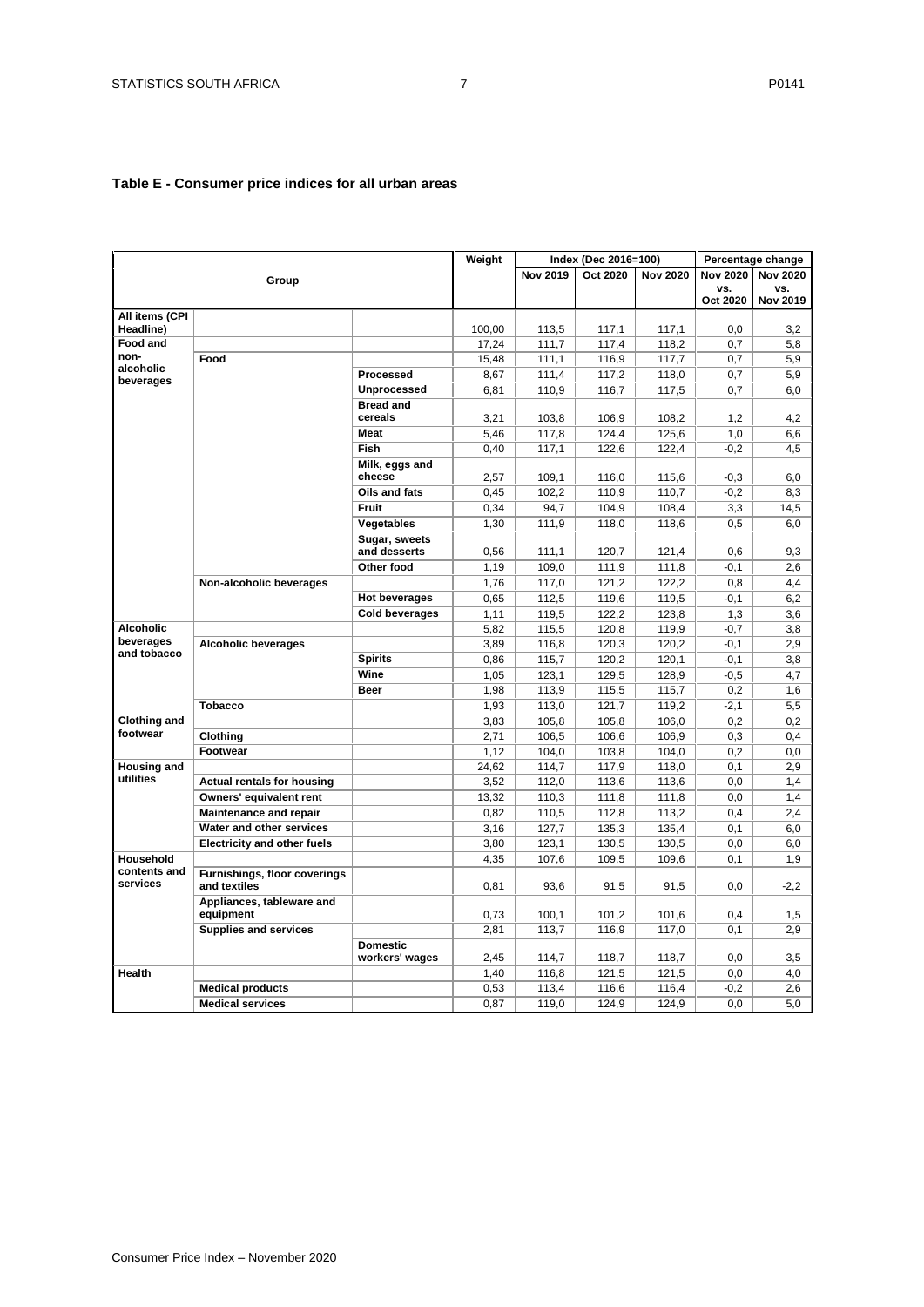## Table E - Consumer price indices for all urban areas

| Group | | | Weight | Index (Dec 2016=100) | | | Percentage change | |
|---|---|---|---|---|---|---|---|---|
| | | | | Nov 2019 | Oct 2020 | Nov 2020 | Nov 2020 vs. Oct 2020 | Nov 2020 vs. Nov 2019 |
| All items (CPI Headline) | | | 100,00 | 113,5 | 117,1 | 117,1 | 0,0 | 3,2 |
| Food and non-alcoholic beverages | | | 17,24 | 111,7 | 117,4 | 118,2 | 0,7 | 5,8 |
| | Food | | 15,48 | 111,1 | 116,9 | 117,7 | 0,7 | 5,9 |
| | | Processed | 8,67 | 111,4 | 117,2 | 118,0 | 0,7 | 5,9 |
| | | Unprocessed | 6,81 | 110,9 | 116,7 | 117,5 | 0,7 | 6,0 |
| | | Bread and cereals | 3,21 | 103,8 | 106,9 | 108,2 | 1,2 | 4,2 |
| | | Meat | 5,46 | 117,8 | 124,4 | 125,6 | 1,0 | 6,6 |
| | | Fish | 0,40 | 117,1 | 122,6 | 122,4 | -0,2 | 4,5 |
| | | Milk, eggs and cheese | 2,57 | 109,1 | 116,0 | 115,6 | -0,3 | 6,0 |
| | | Oils and fats | 0,45 | 102,2 | 110,9 | 110,7 | -0,2 | 8,3 |
| | | Fruit | 0,34 | 94,7 | 104,9 | 108,4 | 3,3 | 14,5 |
| | | Vegetables | 1,30 | 111,9 | 118,0 | 118,6 | 0,5 | 6,0 |
| | | Sugar, sweets and desserts | 0,56 | 111,1 | 120,7 | 121,4 | 0,6 | 9,3 |
| | | Other food | 1,19 | 109,0 | 111,9 | 111,8 | -0,1 | 2,6 |
| | Non-alcoholic beverages | | 1,76 | 117,0 | 121,2 | 122,2 | 0,8 | 4,4 |
| | | Hot beverages | 0,65 | 112,5 | 119,6 | 119,5 | -0,1 | 6,2 |
| | | Cold beverages | 1,11 | 119,5 | 122,2 | 123,8 | 1,3 | 3,6 |
| Alcoholic beverages and tobacco | | | 5,82 | 115,5 | 120,8 | 119,9 | -0,7 | 3,8 |
| | Alcoholic beverages | | 3,89 | 116,8 | 120,3 | 120,2 | -0,1 | 2,9 |
| | | Spirits | 0,86 | 115,7 | 120,2 | 120,1 | -0,1 | 3,8 |
| | | Wine | 1,05 | 123,1 | 129,5 | 128,9 | -0,5 | 4,7 |
| | | Beer | 1,98 | 113,9 | 115,5 | 115,7 | 0,2 | 1,6 |
| | Tobacco | | 1,93 | 113,0 | 121,7 | 119,2 | -2,1 | 5,5 |
| Clothing and footwear | | | 3,83 | 105,8 | 105,8 | 106,0 | 0,2 | 0,2 |
| | Clothing | | 2,71 | 106,5 | 106,6 | 106,9 | 0,3 | 0,4 |
| | Footwear | | 1,12 | 104,0 | 103,8 | 104,0 | 0,2 | 0,0 |
| Housing and utilities | | | 24,62 | 114,7 | 117,9 | 118,0 | 0,1 | 2,9 |
| | Actual rentals for housing | | 3,52 | 112,0 | 113,6 | 113,6 | 0,0 | 1,4 |
| | Owners' equivalent rent | | 13,32 | 110,3 | 111,8 | 111,8 | 0,0 | 1,4 |
| | Maintenance and repair | | 0,82 | 110,5 | 112,8 | 113,2 | 0,4 | 2,4 |
| | Water and other services | | 3,16 | 127,7 | 135,3 | 135,4 | 0,1 | 6,0 |
| | Electricity and other fuels | | 3,80 | 123,1 | 130,5 | 130,5 | 0,0 | 6,0 |
| Household contents and services | | | 4,35 | 107,6 | 109,5 | 109,6 | 0,1 | 1,9 |
| | Furnishings, floor coverings and textiles | | 0,81 | 93,6 | 91,5 | 91,5 | 0,0 | -2,2 |
| | Appliances, tableware and equipment | | 0,73 | 100,1 | 101,2 | 101,6 | 0,4 | 1,5 |
| | Supplies and services | | 2,81 | 113,7 | 116,9 | 117,0 | 0,1 | 2,9 |
| | | Domestic workers' wages | 2,45 | 114,7 | 118,7 | 118,7 | 0,0 | 3,5 |
| Health | | | 1,40 | 116,8 | 121,5 | 121,5 | 0,0 | 4,0 |
| | Medical products | | 0,53 | 113,4 | 116,6 | 116,4 | -0,2 | 2,6 |
| | Medical services | | 0,87 | 119,0 | 124,9 | 124,9 | 0,0 | 5,0 |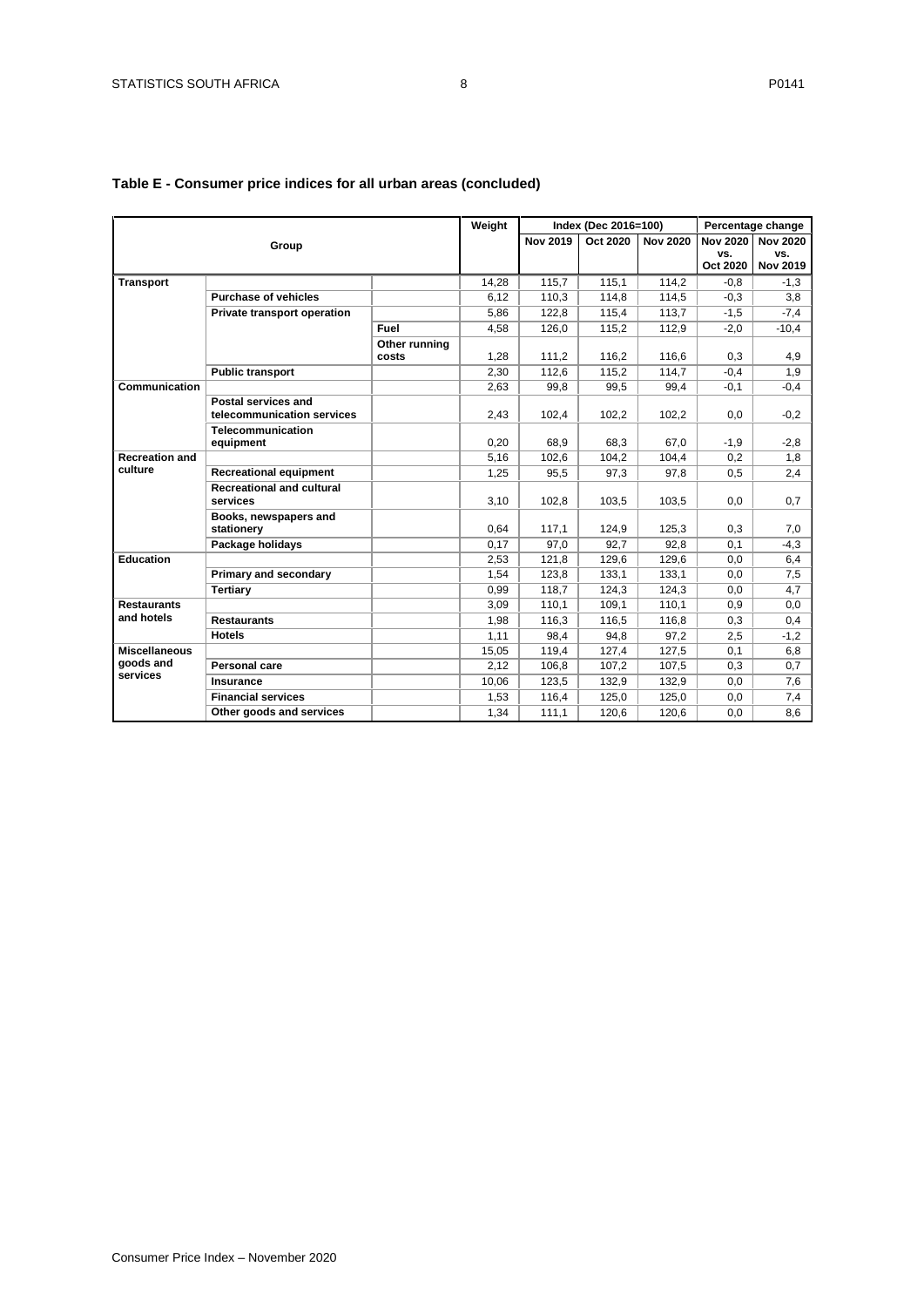## Table E - Consumer price indices for all urban areas (concluded)

| Group | | | Weight | Index (Dec 2016=100) | | | Percentage change | |
|---|---|---|---|---|---|---|---|---|
| | | | | Nov 2019 | Oct 2020 | Nov 2020 | Nov 2020 vs. Oct 2020 | Nov 2020 vs. Nov 2019 |
| **Transport** | | | 14,28 | 115,7 | 115,1 | 114,2 | -0,8 | -1,3 |
| | **Purchase of vehicles** | | 6,12 | 110,3 | 114,8 | 114,5 | -0,3 | 3,8 |
| | **Private transport operation** | | 5,86 | 122,8 | 115,4 | 113,7 | -1,5 | -7,4 |
| | | **Fuel** | 4,58 | 126,0 | 115,2 | 112,9 | -2,0 | -10,4 |
| | | **Other running costs** | 1,28 | 111,2 | 116,2 | 116,6 | 0,3 | 4,9 |
| | **Public transport** | | 2,30 | 112,6 | 115,2 | 114,7 | -0,4 | 1,9 |
| **Communication** | | | 2,63 | 99,8 | 99,5 | 99,4 | -0,1 | -0,4 |
| | **Postal services and telecommunication services** | | 2,43 | 102,4 | 102,2 | 102,2 | 0,0 | -0,2 |
| | **Telecommunication equipment** | | 0,20 | 68,9 | 68,3 | 67,0 | -1,9 | -2,8 |
| **Recreation and culture** | | | 5,16 | 102,6 | 104,2 | 104,4 | 0,2 | 1,8 |
| | **Recreational equipment** | | 1,25 | 95,5 | 97,3 | 97,8 | 0,5 | 2,4 |
| | **Recreational and cultural services** | | 3,10 | 102,8 | 103,5 | 103,5 | 0,0 | 0,7 |
| | **Books, newspapers and stationery** | | 0,64 | 117,1 | 124,9 | 125,3 | 0,3 | 7,0 |
| | **Package holidays** | | 0,17 | 97,0 | 92,7 | 92,8 | 0,1 | -4,3 |
| **Education** | | | 2,53 | 121,8 | 129,6 | 129,6 | 0,0 | 6,4 |
| | **Primary and secondary** | | 1,54 | 123,8 | 133,1 | 133,1 | 0,0 | 7,5 |
| | **Tertiary** | | 0,99 | 118,7 | 124,3 | 124,3 | 0,0 | 4,7 |
| **Restaurants and hotels** | | | 3,09 | 110,1 | 109,1 | 110,1 | 0,9 | 0,0 |
| | **Restaurants** | | 1,98 | 116,3 | 116,5 | 116,8 | 0,3 | 0,4 |
| | **Hotels** | | 1,11 | 98,4 | 94,8 | 97,2 | 2,5 | -1,2 |
| **Miscellaneous goods and services** | | | 15,05 | 119,4 | 127,4 | 127,5 | 0,1 | 6,8 |
| | **Personal care** | | 2,12 | 106,8 | 107,2 | 107,5 | 0,3 | 0,7 |
| | **Insurance** | | 10,06 | 123,5 | 132,9 | 132,9 | 0,0 | 7,6 |
| | **Financial services** | | 1,53 | 116,4 | 125,0 | 125,0 | 0,0 | 7,4 |
| | **Other goods and services** | | 1,34 | 111,1 | 120,6 | 120,6 | 0,0 | 8,6 |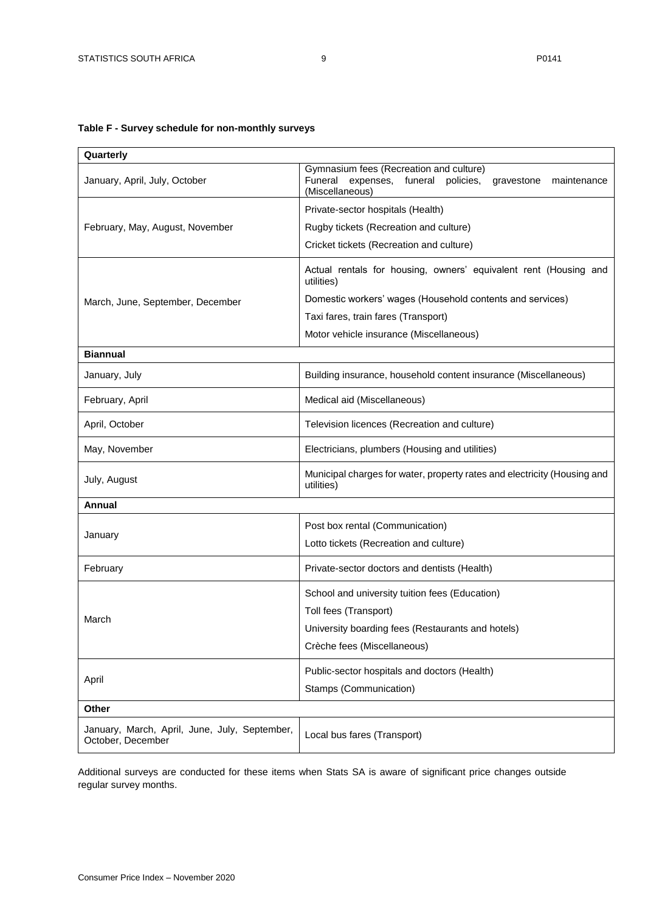**Table F - Survey schedule for non-monthly surveys**

| Quarterly | |
|---|---|
| January, April, July, October | Gymnasium fees (Recreation and culture)<br>Funeral expenses, funeral policies, gravestone maintenance (Miscellaneous) |
| February, May, August, November | Private-sector hospitals (Health)<br>Rugby tickets (Recreation and culture)<br>Cricket tickets (Recreation and culture) |
| March, June, September, December | Actual rentals for housing, owners' equivalent rent (Housing and utilities)<br>Domestic workers' wages (Household contents and services)<br>Taxi fares, train fares (Transport)<br>Motor vehicle insurance (Miscellaneous) |
| **Biannual** | |
| January, July | Building insurance, household content insurance (Miscellaneous) |
| February, April | Medical aid (Miscellaneous) |
| April, October | Television licences (Recreation and culture) |
| May, November | Electricians, plumbers (Housing and utilities) |
| July, August | Municipal charges for water, property rates and electricity (Housing and utilities) |
| **Annual** | |
| January | Post box rental (Communication)<br>Lotto tickets (Recreation and culture) |
| February | Private-sector doctors and dentists (Health) |
| March | School and university tuition fees (Education)<br>Toll fees (Transport)<br>University boarding fees (Restaurants and hotels)<br>Crèche fees (Miscellaneous) |
| April | Public-sector hospitals and doctors (Health)<br>Stamps (Communication) |
| **Other** | |
| January, March, April, June, July, September, October, December | Local bus fares (Transport) |

Additional surveys are conducted for these items when Stats SA is aware of significant price changes outside regular survey months.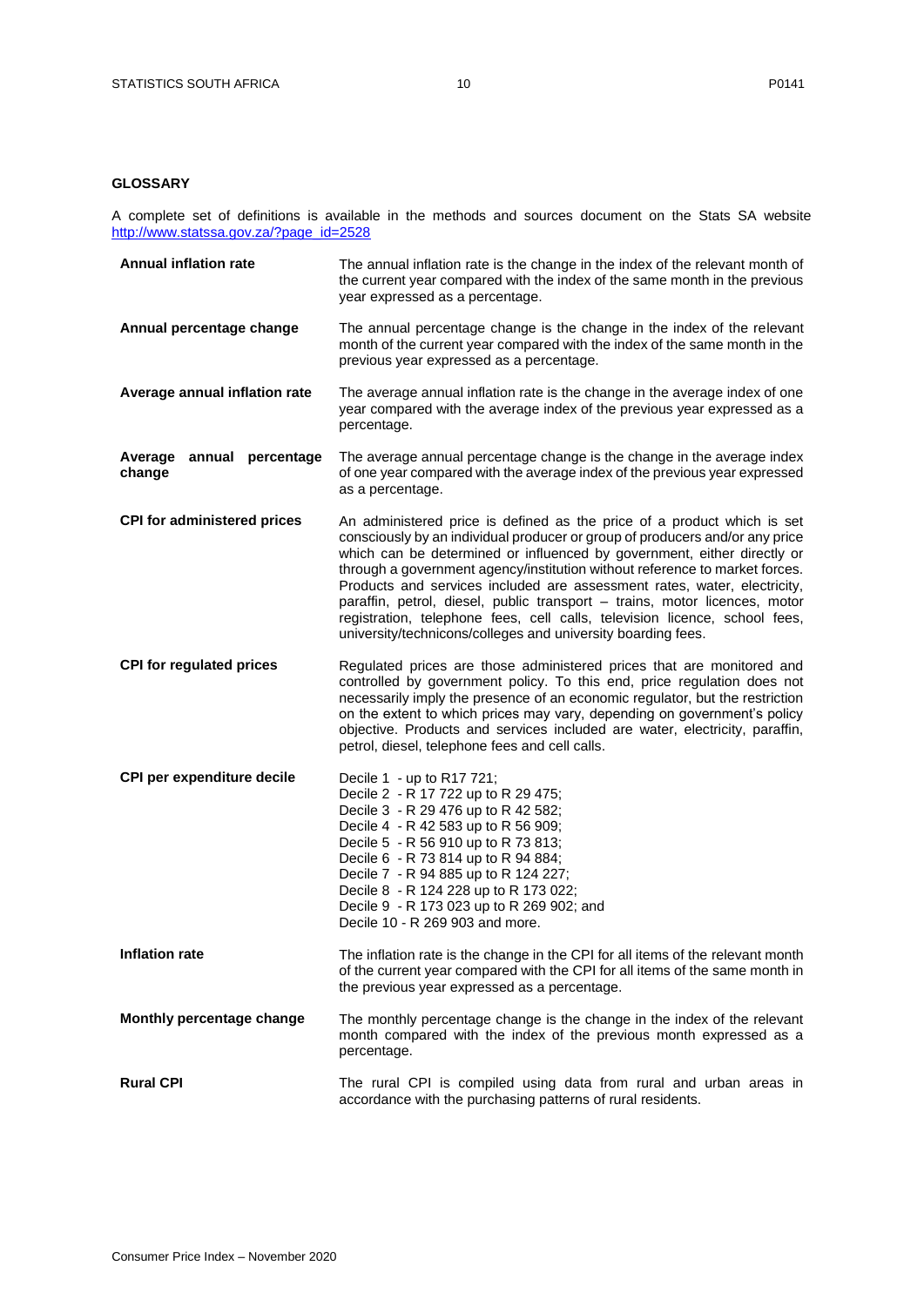## GLOSSARY

A complete set of definitions is available in the methods and sources document on the Stats SA website [http://www.statssa.gov.za/?page_id=2528](http://www.statssa.gov.za/?page_id=2528)

**Annual inflation rate**
The annual inflation rate is the change in the index of the relevant month of the current year compared with the index of the same month in the previous year expressed as a percentage.

**Annual percentage change**
The annual percentage change is the change in the index of the relevant month of the current year compared with the index of the same month in the previous year expressed as a percentage.

**Average annual inflation rate**
The average annual inflation rate is the change in the average index of one year compared with the average index of the previous year expressed as a percentage.

**Average annual percentage change**
The average annual percentage change is the change in the average index of one year compared with the average index of the previous year expressed as a percentage.

**CPI for administered prices**
An administered price is defined as the price of a product which is set consciously by an individual producer or group of producers and/or any price which can be determined or influenced by government, either directly or through a government agency/institution without reference to market forces. Products and services included are assessment rates, water, electricity, paraffin, petrol, diesel, public transport – trains, motor licences, motor registration, telephone fees, cell calls, television licence, school fees, university/technicons/colleges and university boarding fees.

**CPI for regulated prices**
Regulated prices are those administered prices that are monitored and controlled by government policy. To this end, price regulation does not necessarily imply the presence of an economic regulator, but the restriction on the extent to which prices may vary, depending on government's policy objective. Products and services included are water, electricity, paraffin, petrol, diesel, telephone fees and cell calls.

**CPI per expenditure decile**
Decile 1 - up to R17 721;
Decile 2 - R 17 722 up to R 29 475;
Decile 3 - R 29 476 up to R 42 582;
Decile 4 - R 42 583 up to R 56 909;
Decile 5 - R 56 910 up to R 73 813;
Decile 6 - R 73 814 up to R 94 884;
Decile 7 - R 94 885 up to R 124 227;
Decile 8 - R 124 228 up to R 173 022;
Decile 9 - R 173 023 up to R 269 902; and
Decile 10 - R 269 903 and more.

**Inflation rate**
The inflation rate is the change in the CPI for all items of the relevant month of the current year compared with the CPI for all items of the same month in the previous year expressed as a percentage.

**Monthly percentage change**
The monthly percentage change is the change in the index of the relevant month compared with the index of the previous month expressed as a percentage.

**Rural CPI**
The rural CPI is compiled using data from rural and urban areas in accordance with the purchasing patterns of rural residents.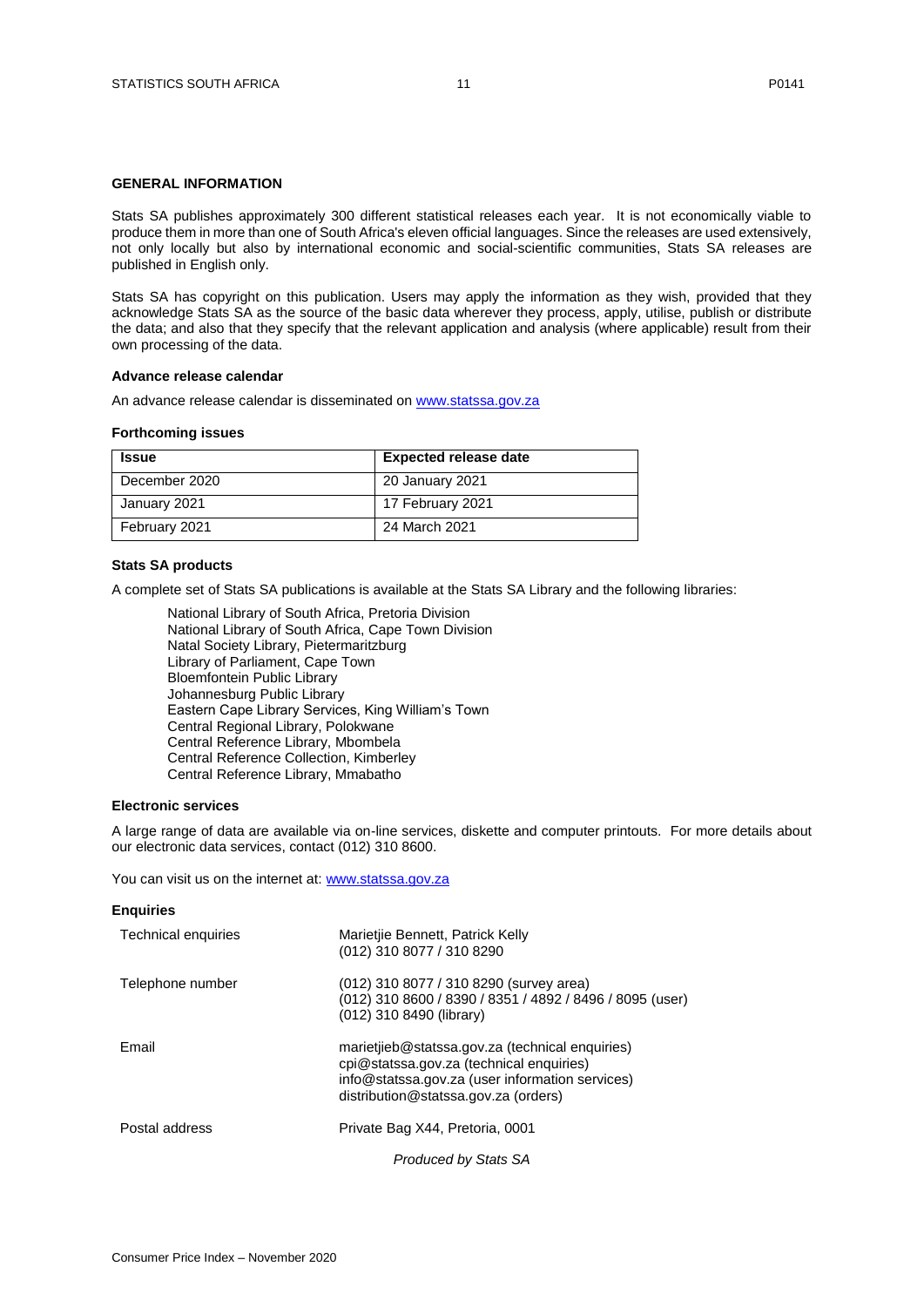## GENERAL INFORMATION

Stats SA publishes approximately 300 different statistical releases each year. It is not economically viable to produce them in more than one of South Africa's eleven official languages. Since the releases are used extensively, not only locally but also by international economic and social-scientific communities, Stats SA releases are published in English only.

Stats SA has copyright on this publication. Users may apply the information as they wish, provided that they acknowledge Stats SA as the source of the basic data wherever they process, apply, utilise, publish or distribute the data; and also that they specify that the relevant application and analysis (where applicable) result from their own processing of the data.

### Advance release calendar

An advance release calendar is disseminated on www.statssa.gov.za

### Forthcoming issues

| Issue | Expected release date |
|---|---|
| December 2020 | 20 January 2021 |
| January 2021 | 17 February 2021 |
| February 2021 | 24 March 2021 |

### Stats SA products

A complete set of Stats SA publications is available at the Stats SA Library and the following libraries:

National Library of South Africa, Pretoria Division
National Library of South Africa, Cape Town Division
Natal Society Library, Pietermaritzburg
Library of Parliament, Cape Town
Bloemfontein Public Library
Johannesburg Public Library
Eastern Cape Library Services, King William's Town
Central Regional Library, Polokwane
Central Reference Library, Mbombela
Central Reference Collection, Kimberley
Central Reference Library, Mmabatho

### Electronic services

A large range of data are available via on-line services, diskette and computer printouts. For more details about our electronic data services, contact (012) 310 8600.

You can visit us on the internet at: www.statssa.gov.za

### Enquiries

| | |
|---|---|
| Technical enquiries | Marietjie Bennett, Patrick Kelly<br>(012) 310 8077 / 310 8290 |
| Telephone number | (012) 310 8077 / 310 8290 (survey area)<br>(012) 310 8600 / 8390 / 8351 / 4892 / 8496 / 8095 (user)<br>(012) 310 8490 (library) |
| Email | marietjieb@statssa.gov.za (technical enquiries)<br>cpi@statssa.gov.za (technical enquiries)<br>info@statssa.gov.za (user information services)<br>distribution@statssa.gov.za (orders) |
| Postal address | Private Bag X44, Pretoria, 0001 |

*Produced by Stats SA*